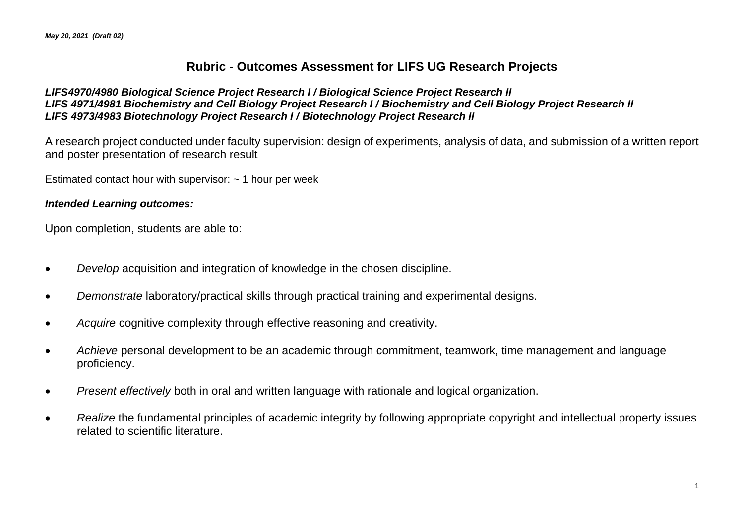*May 20, 2021 (Draft 02)*

# Rubric - Outcomes Assessment for LIFS UG Research Projects

***LIFS4970/4980 Biological Science Project Research I / Biological Science Project Research II***
***LIFS 4971/4981 Biochemistry and Cell Biology Project Research I / Biochemistry and Cell Biology Project Research II***
***LIFS 4973/4983 Biotechnology Project Research I / Biotechnology Project Research II***

A research project conducted under faculty supervision: design of experiments, analysis of data, and submission of a written report and poster presentation of research result

Estimated contact hour with supervisor: ~ 1 hour per week

***Intended Learning outcomes:***

Upon completion, students are able to:

- *Develop* acquisition and integration of knowledge in the chosen discipline.
- *Demonstrate* laboratory/practical skills through practical training and experimental designs.
- *Acquire* cognitive complexity through effective reasoning and creativity.
- *Achieve* personal development to be an academic through commitment, teamwork, time management and language proficiency.
- *Present effectively* both in oral and written language with rationale and logical organization.
- *Realize* the fundamental principles of academic integrity by following appropriate copyright and intellectual property issues related to scientific literature.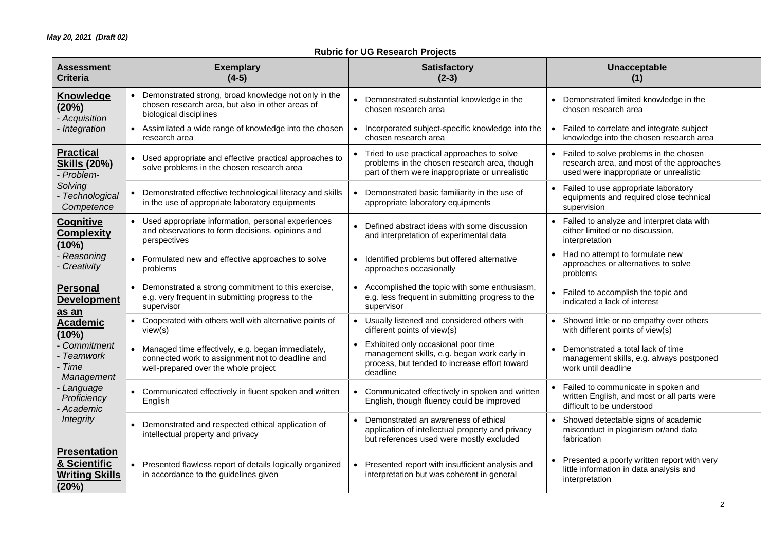*May 20, 2021 (Draft 02)*

**Rubric for UG Research Projects**

| Assessment Criteria | Exemplary (4-5) | Satisfactory (2-3) | Unacceptable (1) |
|---|---|---|---|
| **Knowledge (20%)** <br> *- Acquisition* <br> *- Integration* | • Demonstrated strong, broad knowledge not only in the chosen research area, but also in other areas of biological disciplines | • Demonstrated substantial knowledge in the chosen research area | • Demonstrated limited knowledge in the chosen research area |
| | • Assimilated a wide range of knowledge into the chosen research area | • Incorporated subject-specific knowledge into the chosen research area | • Failed to correlate and integrate subject knowledge into the chosen research area |
| **Practical Skills (20%)** <br> *- Problem-Solving* <br> *- Technological Competence* | • Used appropriate and effective practical approaches to solve problems in the chosen research area | • Tried to use practical approaches to solve problems in the chosen research area, though part of them were inappropriate or unrealistic | • Failed to solve problems in the chosen research area, and most of the approaches used were inappropriate or unrealistic |
| | • Demonstrated effective technological literacy and skills in the use of appropriate laboratory equipments | • Demonstrated basic familiarity in the use of appropriate laboratory equipments | • Failed to use appropriate laboratory equipments and required close technical supervision |
| **Cognitive Complexity (10%)** <br> *- Reasoning* <br> *- Creativity* | • Used appropriate information, personal experiences and observations to form decisions, opinions and perspectives | • Defined abstract ideas with some discussion and interpretation of experimental data | • Failed to analyze and interpret data with either limited or no discussion, interpretation |
| | • Formulated new and effective approaches to solve problems | • Identified problems but offered alternative approaches occasionally | • Had no attempt to formulate new approaches or alternatives to solve problems |
| **Personal Development as an Academic (10%)** <br> *- Commitment* <br> *- Teamwork* <br> *- Time Management* <br> *- Language Proficiency* <br> *- Academic Integrity* | • Demonstrated a strong commitment to this exercise, e.g. very frequent in submitting progress to the supervisor | • Accomplished the topic with some enthusiasm, e.g. less frequent in submitting progress to the supervisor | • Failed to accomplish the topic and indicated a lack of interest |
| | • Cooperated with others well with alternative points of view(s) | • Usually listened and considered others with different points of view(s) | • Showed little or no empathy over others with different points of view(s) |
| | • Managed time effectively, e.g. began immediately, connected work to assignment not to deadline and well-prepared over the whole project | • Exhibited only occasional poor time management skills, e.g. began work early in process, but tended to increase effort toward deadline | • Demonstrated a total lack of time management skills, e.g. always postponed work until deadline |
| | • Communicated effectively in fluent spoken and written English | • Communicated effectively in spoken and written English, though fluency could be improved | • Failed to communicate in spoken and written English, and most or all parts were difficult to be understood |
| | • Demonstrated and respected ethical application of intellectual property and privacy | • Demonstrated an awareness of ethical application of intellectual property and privacy but references used were mostly excluded | • Showed detectable signs of academic misconduct in plagiarism or/and data fabrication |
| **Presentation & Scientific Writing Skills (20%)** | • Presented flawless report of details logically organized in accordance to the guidelines given | • Presented report with insufficient analysis and interpretation but was coherent in general | • Presented a poorly written report with very little information in data analysis and interpretation |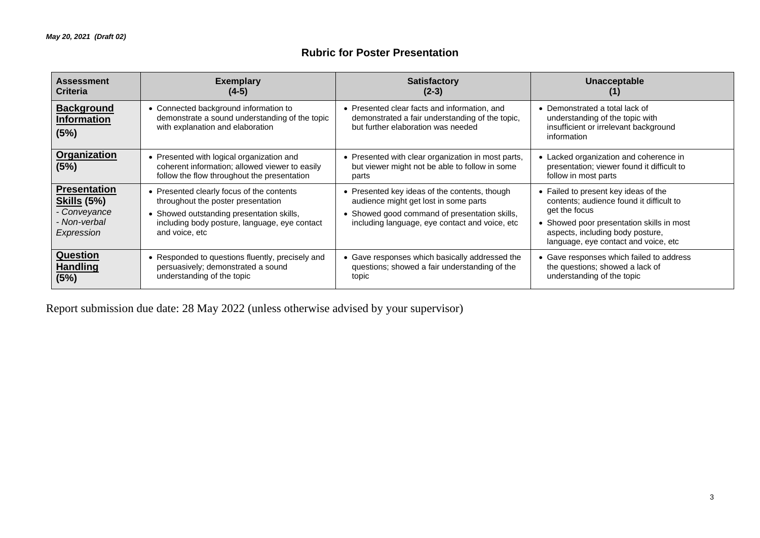*May 20, 2021 (Draft 02)*

## Rubric for Poster Presentation

| Assessment Criteria | Exemplary (4-5) | Satisfactory (2-3) | Unacceptable (1) |
|---|---|---|---|
| **Background Information (5%)** | • Connected background information to demonstrate a sound understanding of the topic with explanation and elaboration | • Presented clear facts and information, and demonstrated a fair understanding of the topic, but further elaboration was needed | • Demonstrated a total lack of understanding of the topic with insufficient or irrelevant background information |
| **Organization (5%)** | • Presented with logical organization and coherent information; allowed viewer to easily follow the flow throughout the presentation | • Presented with clear organization in most parts, but viewer might not be able to follow in some parts | • Lacked organization and coherence in presentation; viewer found it difficult to follow in most parts |
| **Presentation Skills (5%)** *- Conveyance* *- Non-verbal Expression* | • Presented clearly focus of the contents throughout the poster presentation • Showed outstanding presentation skills, including body posture, language, eye contact and voice, etc | • Presented key ideas of the contents, though audience might get lost in some parts • Showed good command of presentation skills, including language, eye contact and voice, etc | • Failed to present key ideas of the contents; audience found it difficult to get the focus • Showed poor presentation skills in most aspects, including body posture, language, eye contact and voice, etc |
| **Question Handling (5%)** | • Responded to questions fluently, precisely and persuasively; demonstrated a sound understanding of the topic | • Gave responses which basically addressed the questions; showed a fair understanding of the topic | • Gave responses which failed to address the questions; showed a lack of understanding of the topic |

Report submission due date: 28 May 2022 (unless otherwise advised by your supervisor)